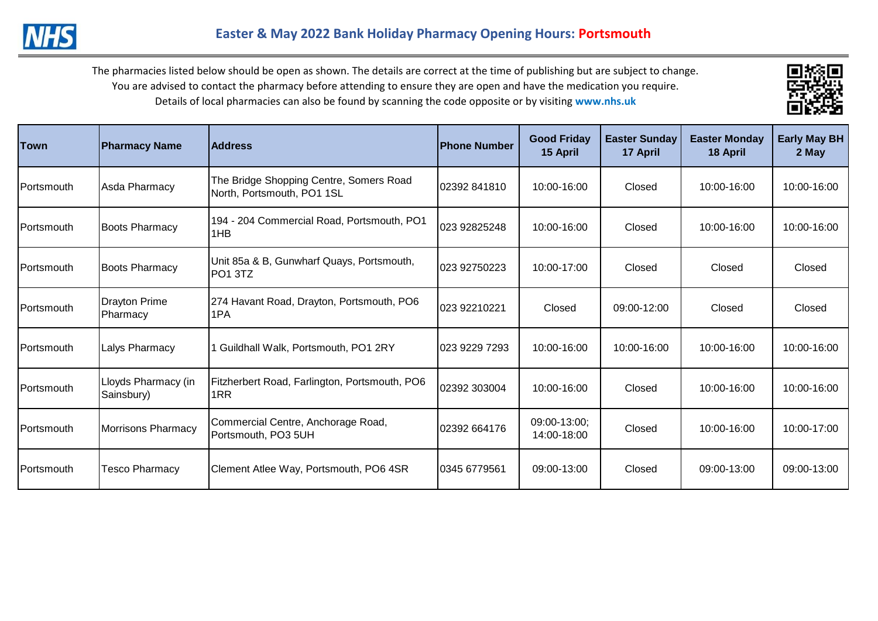# Easter & May 2022 Bank Holiday Pharmacy Opening Hours: Portsmouth

The pharmacies listed below should be open as shown. The details are correct at the time of publishing but are subject to change.
You are advised to contact the pharmacy before attending to ensure they are open and have the medication you require.
Details of local pharmacies can also be found by scanning the code opposite or by visiting **www.nhs.uk**

| Town | Pharmacy Name | Address | Phone Number | Good Friday 15 April | Easter Sunday 17 April | Easter Monday 18 April | Early May BH 2 May |
|---|---|---|---|---|---|---|---|
| Portsmouth | Asda Pharmacy | The Bridge Shopping Centre, Somers Road North, Portsmouth, PO1 1SL | 02392 841810 | 10:00-16:00 | Closed | 10:00-16:00 | 10:00-16:00 |
| Portsmouth | Boots Pharmacy | 194 - 204 Commercial Road, Portsmouth, PO1 1HB | 023 92825248 | 10:00-16:00 | Closed | 10:00-16:00 | 10:00-16:00 |
| Portsmouth | Boots Pharmacy | Unit 85a & B, Gunwharf Quays, Portsmouth, PO1 3TZ | 023 92750223 | 10:00-17:00 | Closed | Closed | Closed |
| Portsmouth | Drayton Prime Pharmacy | 274 Havant Road, Drayton, Portsmouth, PO6 1PA | 023 92210221 | Closed | 09:00-12:00 | Closed | Closed |
| Portsmouth | Lalys Pharmacy | 1 Guildhall Walk, Portsmouth, PO1 2RY | 023 9229 7293 | 10:00-16:00 | 10:00-16:00 | 10:00-16:00 | 10:00-16:00 |
| Portsmouth | Lloyds Pharmacy (in Sainsbury) | Fitzherbert Road, Farlington, Portsmouth, PO6 1RR | 02392 303004 | 10:00-16:00 | Closed | 10:00-16:00 | 10:00-16:00 |
| Portsmouth | Morrisons Pharmacy | Commercial Centre, Anchorage Road, Portsmouth, PO3 5UH | 02392 664176 | 09:00-13:00; 14:00-18:00 | Closed | 10:00-16:00 | 10:00-17:00 |
| Portsmouth | Tesco Pharmacy | Clement Atlee Way, Portsmouth, PO6 4SR | 0345 6779561 | 09:00-13:00 | Closed | 09:00-13:00 | 09:00-13:00 |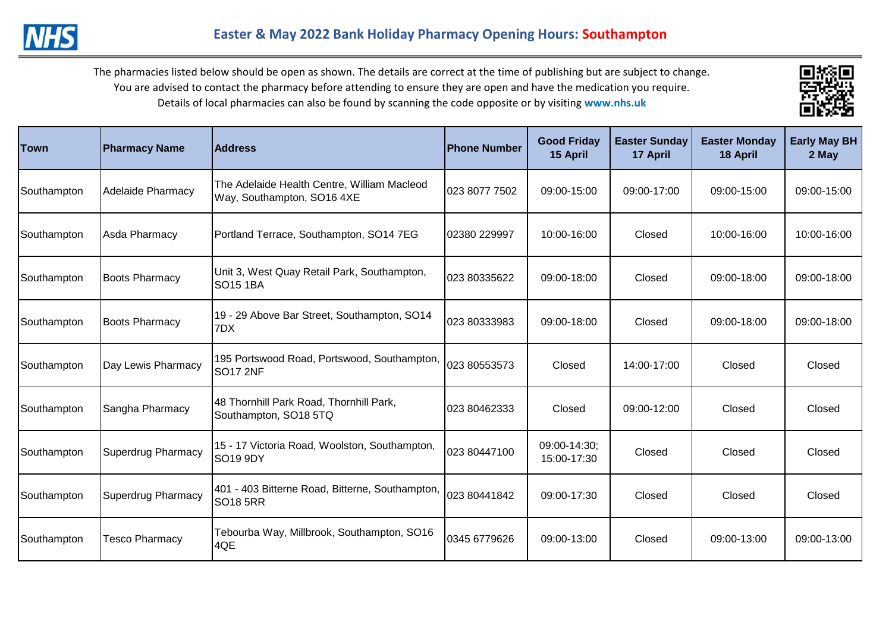# Easter & May 2022 Bank Holiday Pharmacy Opening Hours: Southampton

The pharmacies listed below should be open as shown. The details are correct at the time of publishing but are subject to change.
You are advised to contact the pharmacy before attending to ensure they are open and have the medication you require.
Details of local pharmacies can also be found by scanning the code opposite or by visiting **www.nhs.uk**

| Town | Pharmacy Name | Address | Phone Number | Good Friday 15 April | Easter Sunday 17 April | Easter Monday 18 April | Early May BH 2 May |
|---|---|---|---|---|---|---|---|
| Southampton | Adelaide Pharmacy | The Adelaide Health Centre, William Macleod Way, Southampton, SO16 4XE | 023 8077 7502 | 09:00-15:00 | 09:00-17:00 | 09:00-15:00 | 09:00-15:00 |
| Southampton | Asda Pharmacy | Portland Terrace, Southampton, SO14 7EG | 02380 229997 | 10:00-16:00 | Closed | 10:00-16:00 | 10:00-16:00 |
| Southampton | Boots Pharmacy | Unit 3, West Quay Retail Park, Southampton, SO15 1BA | 023 80335622 | 09:00-18:00 | Closed | 09:00-18:00 | 09:00-18:00 |
| Southampton | Boots Pharmacy | 19 - 29 Above Bar Street, Southampton, SO14 7DX | 023 80333983 | 09:00-18:00 | Closed | 09:00-18:00 | 09:00-18:00 |
| Southampton | Day Lewis Pharmacy | 195 Portswood Road, Portswood, Southampton, SO17 2NF | 023 80553573 | Closed | 14:00-17:00 | Closed | Closed |
| Southampton | Sangha Pharmacy | 48 Thornhill Park Road, Thornhill Park, Southampton, SO18 5TQ | 023 80462333 | Closed | 09:00-12:00 | Closed | Closed |
| Southampton | Superdrug Pharmacy | 15 - 17 Victoria Road, Woolston, Southampton, SO19 9DY | 023 80447100 | 09:00-14:30; 15:00-17:30 | Closed | Closed | Closed |
| Southampton | Superdrug Pharmacy | 401 - 403 Bitterne Road, Bitterne, Southampton, SO18 5RR | 023 80441842 | 09:00-17:30 | Closed | Closed | Closed |
| Southampton | Tesco Pharmacy | Tebourba Way, Millbrook, Southampton, SO16 4QE | 0345 6779626 | 09:00-13:00 | Closed | 09:00-13:00 | 09:00-13:00 |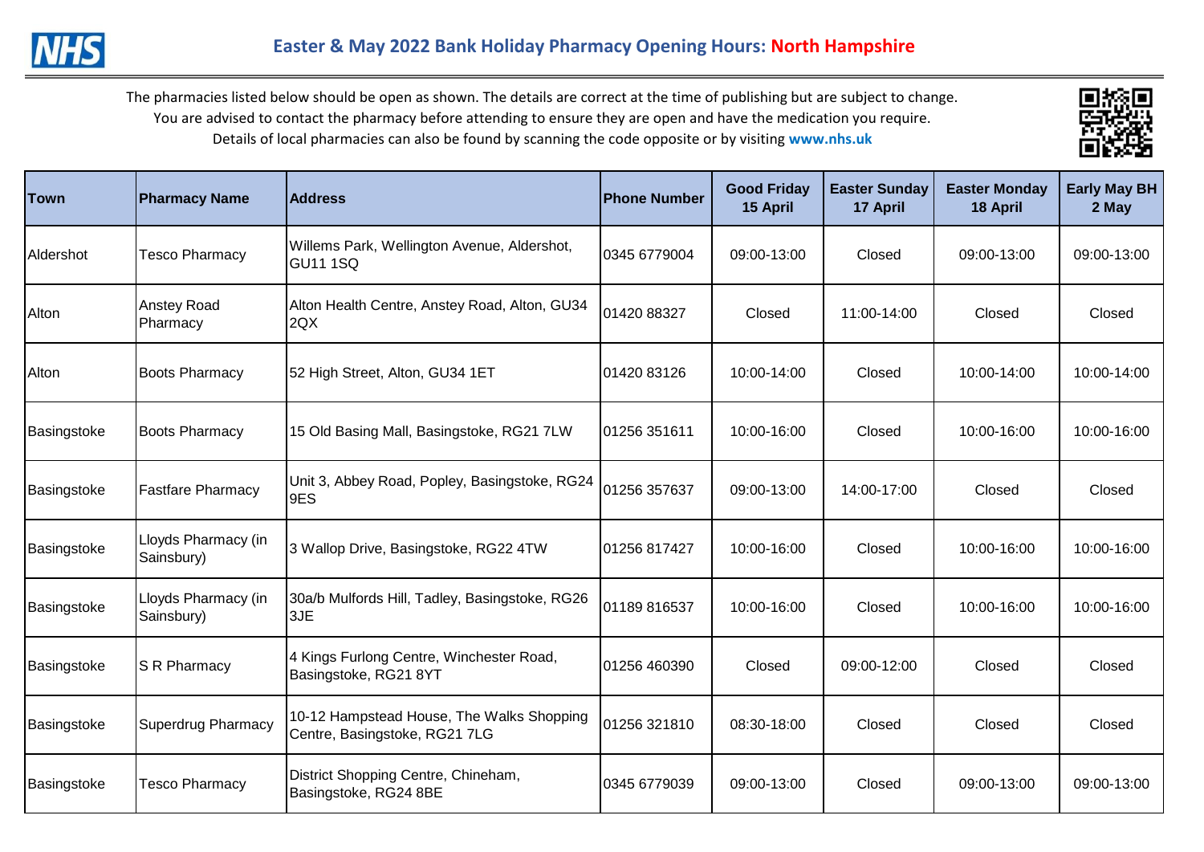# Easter & May 2022 Bank Holiday Pharmacy Opening Hours: North Hampshire

The pharmacies listed below should be open as shown. The details are correct at the time of publishing but are subject to change.
You are advised to contact the pharmacy before attending to ensure they are open and have the medication you require.
Details of local pharmacies can also be found by scanning the code opposite or by visiting **www.nhs.uk**

| Town | Pharmacy Name | Address | Phone Number | Good Friday 15 April | Easter Sunday 17 April | Easter Monday 18 April | Early May BH 2 May |
|---|---|---|---|---|---|---|---|
| Aldershot | Tesco Pharmacy | Willems Park, Wellington Avenue, Aldershot, GU11 1SQ | 0345 6779004 | 09:00-13:00 | Closed | 09:00-13:00 | 09:00-13:00 |
| Alton | Anstey Road Pharmacy | Alton Health Centre, Anstey Road, Alton, GU34 2QX | 01420 88327 | Closed | 11:00-14:00 | Closed | Closed |
| Alton | Boots Pharmacy | 52 High Street, Alton, GU34 1ET | 01420 83126 | 10:00-14:00 | Closed | 10:00-14:00 | 10:00-14:00 |
| Basingstoke | Boots Pharmacy | 15 Old Basing Mall, Basingstoke, RG21 7LW | 01256 351611 | 10:00-16:00 | Closed | 10:00-16:00 | 10:00-16:00 |
| Basingstoke | Fastfare Pharmacy | Unit 3, Abbey Road, Popley, Basingstoke, RG24 9ES | 01256 357637 | 09:00-13:00 | 14:00-17:00 | Closed | Closed |
| Basingstoke | Lloyds Pharmacy (in Sainsbury) | 3 Wallop Drive, Basingstoke, RG22 4TW | 01256 817427 | 10:00-16:00 | Closed | 10:00-16:00 | 10:00-16:00 |
| Basingstoke | Lloyds Pharmacy (in Sainsbury) | 30a/b Mulfords Hill, Tadley, Basingstoke, RG26 3JE | 01189 816537 | 10:00-16:00 | Closed | 10:00-16:00 | 10:00-16:00 |
| Basingstoke | S R Pharmacy | 4 Kings Furlong Centre, Winchester Road, Basingstoke, RG21 8YT | 01256 460390 | Closed | 09:00-12:00 | Closed | Closed |
| Basingstoke | Superdrug Pharmacy | 10-12 Hampstead House, The Walks Shopping Centre, Basingstoke, RG21 7LG | 01256 321810 | 08:30-18:00 | Closed | Closed | Closed |
| Basingstoke | Tesco Pharmacy | District Shopping Centre, Chineham, Basingstoke, RG24 8BE | 0345 6779039 | 09:00-13:00 | Closed | 09:00-13:00 | 09:00-13:00 |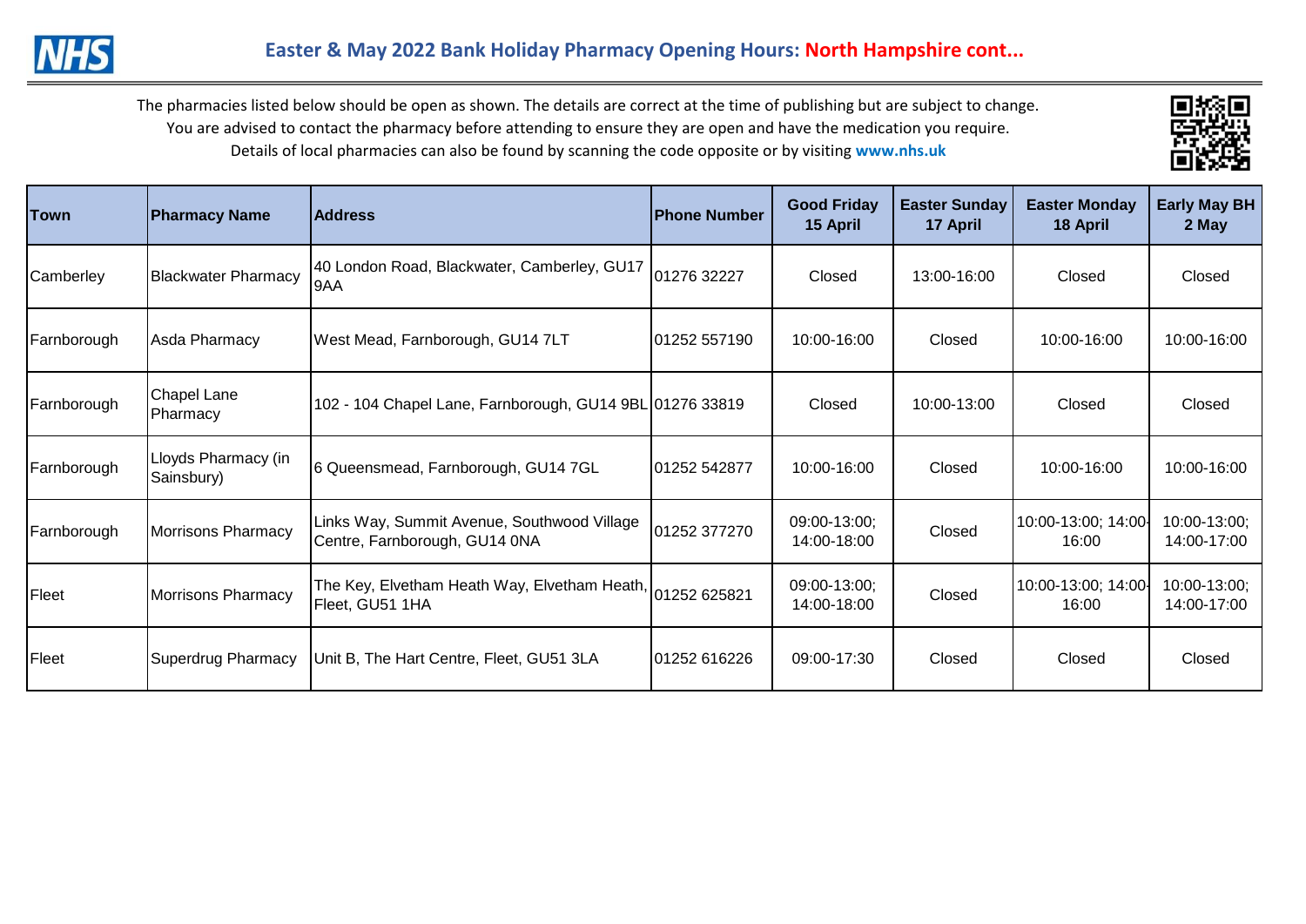# Easter & May 2022 Bank Holiday Pharmacy Opening Hours: North Hampshire cont...

The pharmacies listed below should be open as shown. The details are correct at the time of publishing but are subject to change.
You are advised to contact the pharmacy before attending to ensure they are open and have the medication you require.
Details of local pharmacies can also be found by scanning the code opposite or by visiting **www.nhs.uk**

| Town | Pharmacy Name | Address | Phone Number | Good Friday 15 April | Easter Sunday 17 April | Easter Monday 18 April | Early May BH 2 May |
|---|---|---|---|---|---|---|---|
| Camberley | Blackwater Pharmacy | 40 London Road, Blackwater, Camberley, GU17 9AA | 01276 32227 | Closed | 13:00-16:00 | Closed | Closed |
| Farnborough | Asda Pharmacy | West Mead, Farnborough, GU14 7LT | 01252 557190 | 10:00-16:00 | Closed | 10:00-16:00 | 10:00-16:00 |
| Farnborough | Chapel Lane Pharmacy | 102 - 104 Chapel Lane, Farnborough, GU14 9BL | 01276 33819 | Closed | 10:00-13:00 | Closed | Closed |
| Farnborough | Lloyds Pharmacy (in Sainsbury) | 6 Queensmead, Farnborough, GU14 7GL | 01252 542877 | 10:00-16:00 | Closed | 10:00-16:00 | 10:00-16:00 |
| Farnborough | Morrisons Pharmacy | Links Way, Summit Avenue, Southwood Village Centre, Farnborough, GU14 0NA | 01252 377270 | 09:00-13:00; 14:00-18:00 | Closed | 10:00-13:00; 14:00-16:00 | 10:00-13:00; 14:00-17:00 |
| Fleet | Morrisons Pharmacy | The Key, Elvetham Heath Way, Elvetham Heath, Fleet, GU51 1HA | 01252 625821 | 09:00-13:00; 14:00-18:00 | Closed | 10:00-13:00; 14:00-16:00 | 10:00-13:00; 14:00-17:00 |
| Fleet | Superdrug Pharmacy | Unit B, The Hart Centre, Fleet, GU51 3LA | 01252 616226 | 09:00-17:30 | Closed | Closed | Closed |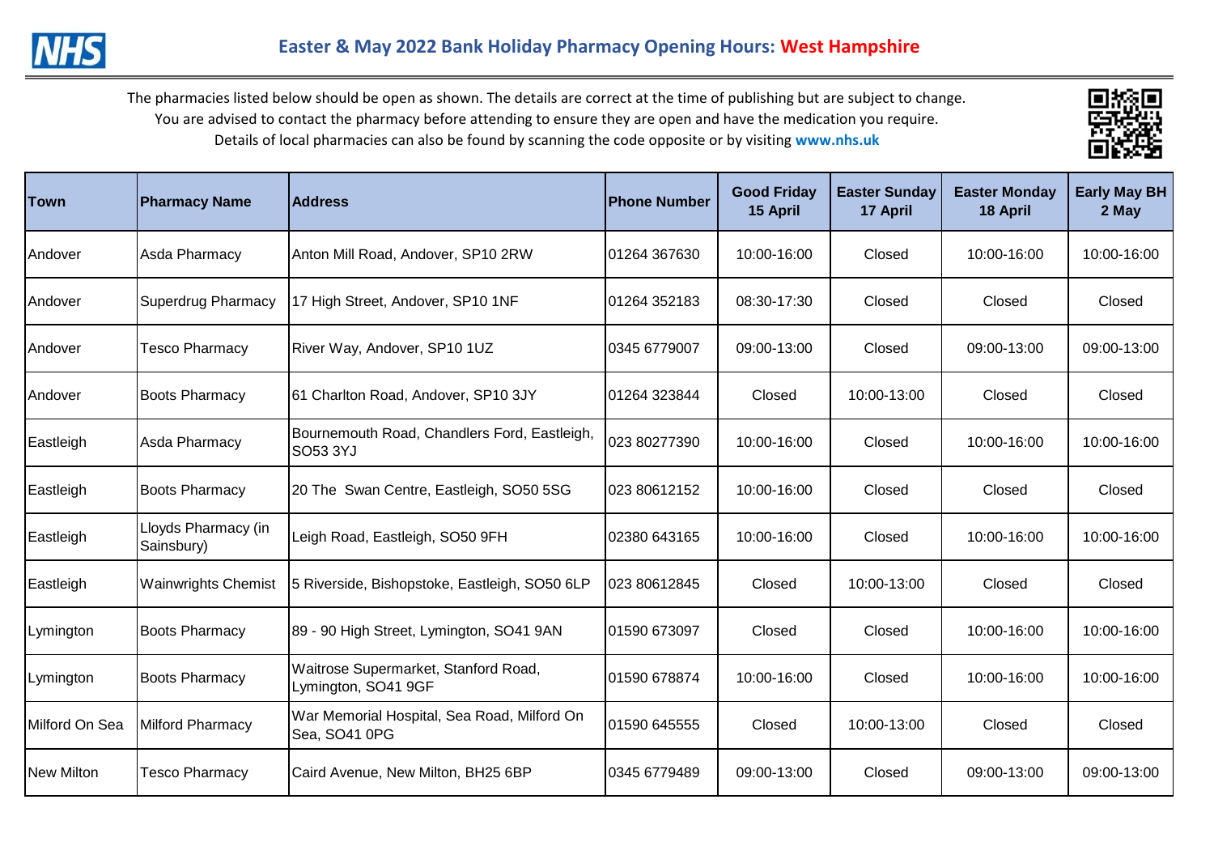# Easter & May 2022 Bank Holiday Pharmacy Opening Hours: West Hampshire

The pharmacies listed below should be open as shown. The details are correct at the time of publishing but are subject to change.
You are advised to contact the pharmacy before attending to ensure they are open and have the medication you require.
Details of local pharmacies can also be found by scanning the code opposite or by visiting **www.nhs.uk**

| Town | Pharmacy Name | Address | Phone Number | Good Friday 15 April | Easter Sunday 17 April | Easter Monday 18 April | Early May BH 2 May |
|---|---|---|---|---|---|---|---|
| Andover | Asda Pharmacy | Anton Mill Road, Andover, SP10 2RW | 01264 367630 | 10:00-16:00 | Closed | 10:00-16:00 | 10:00-16:00 |
| Andover | Superdrug Pharmacy | 17 High Street, Andover, SP10 1NF | 01264 352183 | 08:30-17:30 | Closed | Closed | Closed |
| Andover | Tesco Pharmacy | River Way, Andover, SP10 1UZ | 0345 6779007 | 09:00-13:00 | Closed | 09:00-13:00 | 09:00-13:00 |
| Andover | Boots Pharmacy | 61 Charlton Road, Andover, SP10 3JY | 01264 323844 | Closed | 10:00-13:00 | Closed | Closed |
| Eastleigh | Asda Pharmacy | Bournemouth Road, Chandlers Ford, Eastleigh, SO53 3YJ | 023 80277390 | 10:00-16:00 | Closed | 10:00-16:00 | 10:00-16:00 |
| Eastleigh | Boots Pharmacy | 20 The Swan Centre, Eastleigh, SO50 5SG | 023 80612152 | 10:00-16:00 | Closed | Closed | Closed |
| Eastleigh | Lloyds Pharmacy (in Sainsbury) | Leigh Road, Eastleigh, SO50 9FH | 02380 643165 | 10:00-16:00 | Closed | 10:00-16:00 | 10:00-16:00 |
| Eastleigh | Wainwrights Chemist | 5 Riverside, Bishopstoke, Eastleigh, SO50 6LP | 023 80612845 | Closed | 10:00-13:00 | Closed | Closed |
| Lymington | Boots Pharmacy | 89 - 90 High Street, Lymington, SO41 9AN | 01590 673097 | Closed | Closed | 10:00-16:00 | 10:00-16:00 |
| Lymington | Boots Pharmacy | Waitrose Supermarket, Stanford Road, Lymington, SO41 9GF | 01590 678874 | 10:00-16:00 | Closed | 10:00-16:00 | 10:00-16:00 |
| Milford On Sea | Milford Pharmacy | War Memorial Hospital, Sea Road, Milford On Sea, SO41 0PG | 01590 645555 | Closed | 10:00-13:00 | Closed | Closed |
| New Milton | Tesco Pharmacy | Caird Avenue, New Milton, BH25 6BP | 0345 6779489 | 09:00-13:00 | Closed | 09:00-13:00 | 09:00-13:00 |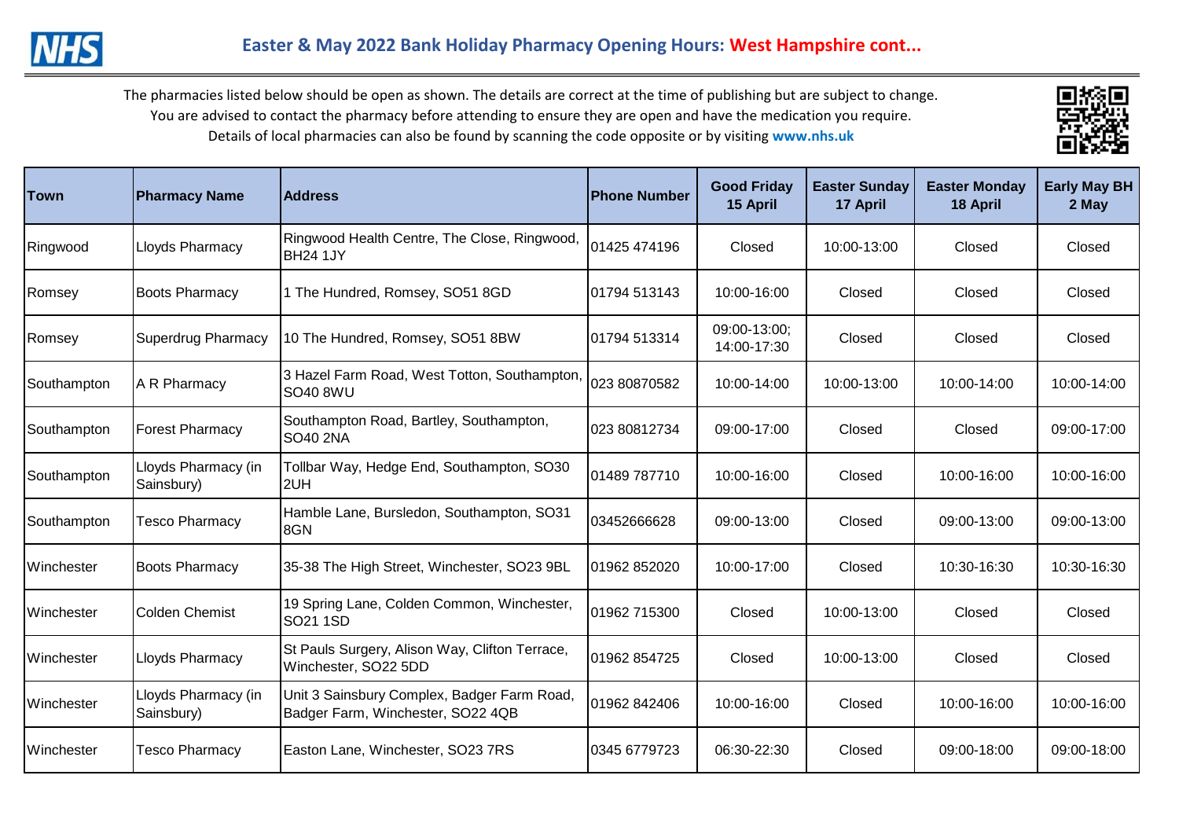## Easter & May 2022 Bank Holiday Pharmacy Opening Hours: West Hampshire cont...

The pharmacies listed below should be open as shown. The details are correct at the time of publishing but are subject to change.
You are advised to contact the pharmacy before attending to ensure they are open and have the medication you require.
Details of local pharmacies can also be found by scanning the code opposite or by visiting **www.nhs.uk**

| Town | Pharmacy Name | Address | Phone Number | Good Friday 15 April | Easter Sunday 17 April | Easter Monday 18 April | Early May BH 2 May |
|---|---|---|---|---|---|---|---|
| Ringwood | Lloyds Pharmacy | Ringwood Health Centre, The Close, Ringwood, BH24 1JY | 01425 474196 | Closed | 10:00-13:00 | Closed | Closed |
| Romsey | Boots Pharmacy | 1 The Hundred, Romsey, SO51 8GD | 01794 513143 | 10:00-16:00 | Closed | Closed | Closed |
| Romsey | Superdrug Pharmacy | 10 The Hundred, Romsey, SO51 8BW | 01794 513314 | 09:00-13:00; 14:00-17:30 | Closed | Closed | Closed |
| Southampton | A R Pharmacy | 3 Hazel Farm Road, West Totton, Southampton, SO40 8WU | 023 80870582 | 10:00-14:00 | 10:00-13:00 | 10:00-14:00 | 10:00-14:00 |
| Southampton | Forest Pharmacy | Southampton Road, Bartley, Southampton, SO40 2NA | 023 80812734 | 09:00-17:00 | Closed | Closed | 09:00-17:00 |
| Southampton | Lloyds Pharmacy (in Sainsbury) | Tollbar Way, Hedge End, Southampton, SO30 2UH | 01489 787710 | 10:00-16:00 | Closed | 10:00-16:00 | 10:00-16:00 |
| Southampton | Tesco Pharmacy | Hamble Lane, Bursledon, Southampton, SO31 8GN | 03452666628 | 09:00-13:00 | Closed | 09:00-13:00 | 09:00-13:00 |
| Winchester | Boots Pharmacy | 35-38 The High Street, Winchester, SO23 9BL | 01962 852020 | 10:00-17:00 | Closed | 10:30-16:30 | 10:30-16:30 |
| Winchester | Colden Chemist | 19 Spring Lane, Colden Common, Winchester, SO21 1SD | 01962 715300 | Closed | 10:00-13:00 | Closed | Closed |
| Winchester | Lloyds Pharmacy | St Pauls Surgery, Alison Way, Clifton Terrace, Winchester, SO22 5DD | 01962 854725 | Closed | 10:00-13:00 | Closed | Closed |
| Winchester | Lloyds Pharmacy (in Sainsbury) | Unit 3 Sainsbury Complex, Badger Farm Road, Badger Farm, Winchester, SO22 4QB | 01962 842406 | 10:00-16:00 | Closed | 10:00-16:00 | 10:00-16:00 |
| Winchester | Tesco Pharmacy | Easton Lane, Winchester, SO23 7RS | 0345 6779723 | 06:30-22:30 | Closed | 09:00-18:00 | 09:00-18:00 |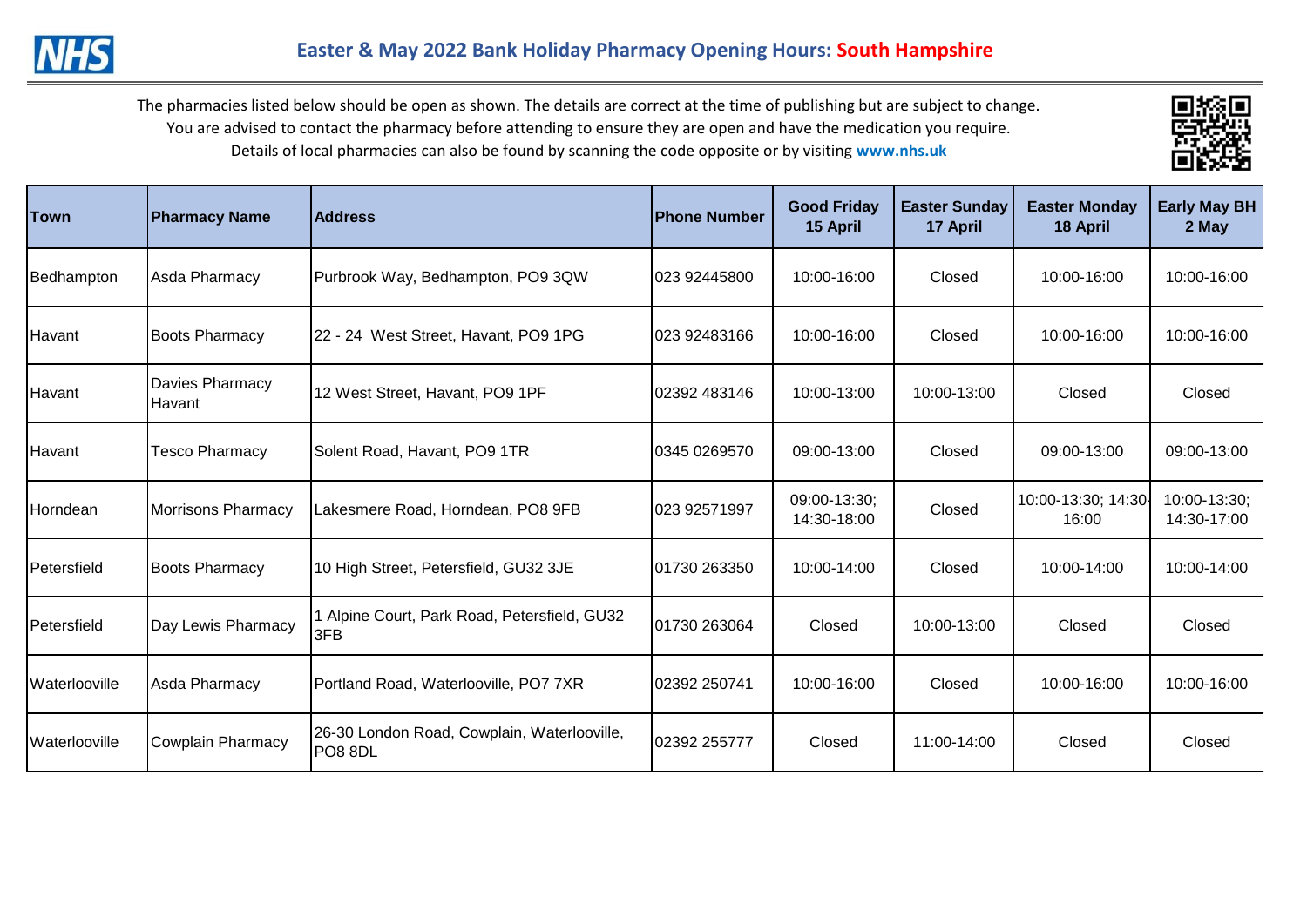# Easter & May 2022 Bank Holiday Pharmacy Opening Hours: South Hampshire

The pharmacies listed below should be open as shown. The details are correct at the time of publishing but are subject to change. You are advised to contact the pharmacy before attending to ensure they are open and have the medication you require. Details of local pharmacies can also be found by scanning the code opposite or by visiting **www.nhs.uk**

| Town | Pharmacy Name | Address | Phone Number | Good Friday 15 April | Easter Sunday 17 April | Easter Monday 18 April | Early May BH 2 May |
|---|---|---|---|---|---|---|---|
| Bedhampton | Asda Pharmacy | Purbrook Way, Bedhampton, PO9 3QW | 023 92445800 | 10:00-16:00 | Closed | 10:00-16:00 | 10:00-16:00 |
| Havant | Boots Pharmacy | 22 - 24 West Street, Havant, PO9 1PG | 023 92483166 | 10:00-16:00 | Closed | 10:00-16:00 | 10:00-16:00 |
| Havant | Davies Pharmacy Havant | 12 West Street, Havant, PO9 1PF | 02392 483146 | 10:00-13:00 | 10:00-13:00 | Closed | Closed |
| Havant | Tesco Pharmacy | Solent Road, Havant, PO9 1TR | 0345 0269570 | 09:00-13:00 | Closed | 09:00-13:00 | 09:00-13:00 |
| Horndean | Morrisons Pharmacy | Lakesmere Road, Horndean, PO8 9FB | 023 92571997 | 09:00-13:30; 14:30-18:00 | Closed | 10:00-13:30; 14:30-16:00 | 10:00-13:30; 14:30-17:00 |
| Petersfield | Boots Pharmacy | 10 High Street, Petersfield, GU32 3JE | 01730 263350 | 10:00-14:00 | Closed | 10:00-14:00 | 10:00-14:00 |
| Petersfield | Day Lewis Pharmacy | 1 Alpine Court, Park Road, Petersfield, GU32 3FB | 01730 263064 | Closed | 10:00-13:00 | Closed | Closed |
| Waterlooville | Asda Pharmacy | Portland Road, Waterlooville, PO7 7XR | 02392 250741 | 10:00-16:00 | Closed | 10:00-16:00 | 10:00-16:00 |
| Waterlooville | Cowplain Pharmacy | 26-30 London Road, Cowplain, Waterlooville, PO8 8DL | 02392 255777 | Closed | 11:00-14:00 | Closed | Closed |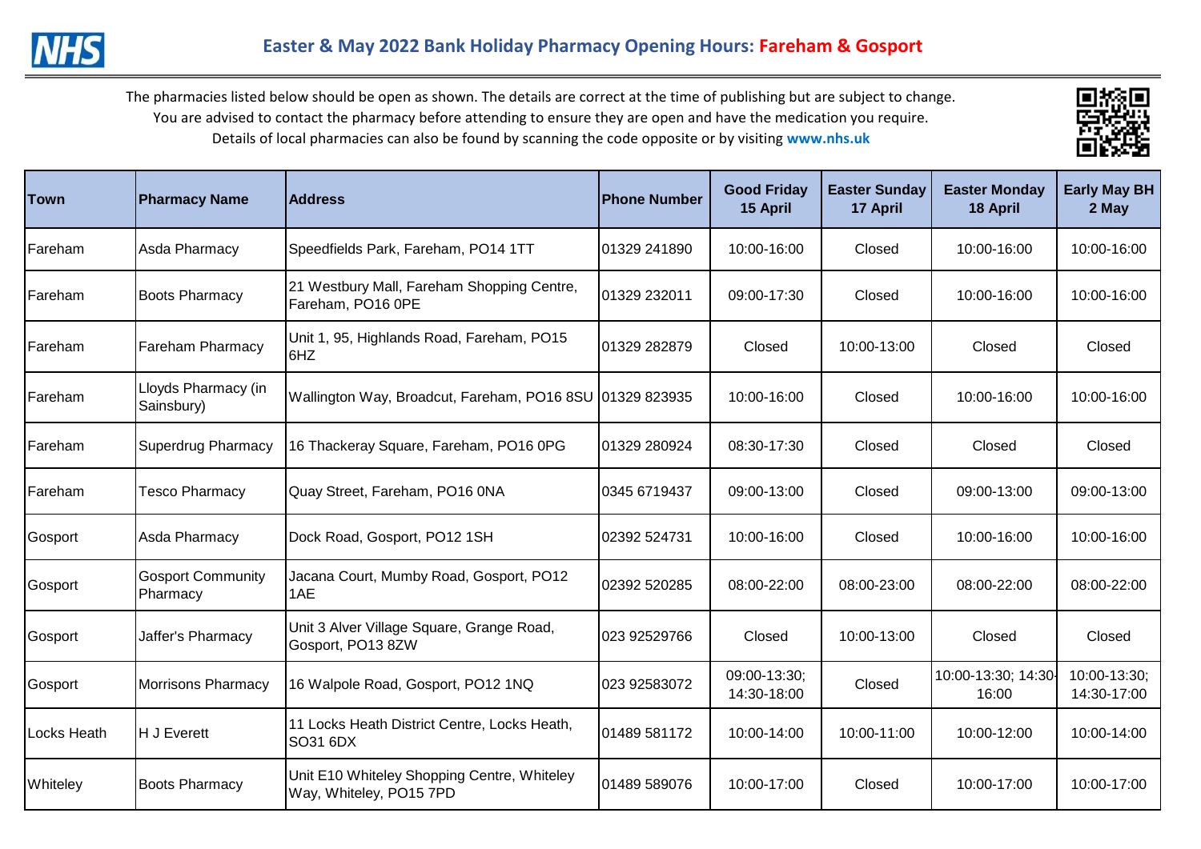# Easter & May 2022 Bank Holiday Pharmacy Opening Hours: Fareham & Gosport

The pharmacies listed below should be open as shown. The details are correct at the time of publishing but are subject to change.
You are advised to contact the pharmacy before attending to ensure they are open and have the medication you require.
Details of local pharmacies can also be found by scanning the code opposite or by visiting **www.nhs.uk**

| Town | Pharmacy Name | Address | Phone Number | Good Friday 15 April | Easter Sunday 17 April | Easter Monday 18 April | Early May BH 2 May |
|---|---|---|---|---|---|---|---|
| Fareham | Asda Pharmacy | Speedfields Park, Fareham, PO14 1TT | 01329 241890 | 10:00-16:00 | Closed | 10:00-16:00 | 10:00-16:00 |
| Fareham | Boots Pharmacy | 21 Westbury Mall, Fareham Shopping Centre, Fareham, PO16 0PE | 01329 232011 | 09:00-17:30 | Closed | 10:00-16:00 | 10:00-16:00 |
| Fareham | Fareham Pharmacy | Unit 1, 95, Highlands Road, Fareham, PO15 6HZ | 01329 282879 | Closed | 10:00-13:00 | Closed | Closed |
| Fareham | Lloyds Pharmacy (in Sainsbury) | Wallington Way, Broadcut, Fareham, PO16 8SU | 01329 823935 | 10:00-16:00 | Closed | 10:00-16:00 | 10:00-16:00 |
| Fareham | Superdrug Pharmacy | 16 Thackeray Square, Fareham, PO16 0PG | 01329 280924 | 08:30-17:30 | Closed | Closed | Closed |
| Fareham | Tesco Pharmacy | Quay Street, Fareham, PO16 0NA | 0345 6719437 | 09:00-13:00 | Closed | 09:00-13:00 | 09:00-13:00 |
| Gosport | Asda Pharmacy | Dock Road, Gosport, PO12 1SH | 02392 524731 | 10:00-16:00 | Closed | 10:00-16:00 | 10:00-16:00 |
| Gosport | Gosport Community Pharmacy | Jacana Court, Mumby Road, Gosport, PO12 1AE | 02392 520285 | 08:00-22:00 | 08:00-23:00 | 08:00-22:00 | 08:00-22:00 |
| Gosport | Jaffer's Pharmacy | Unit 3 Alver Village Square, Grange Road, Gosport, PO13 8ZW | 023 92529766 | Closed | 10:00-13:00 | Closed | Closed |
| Gosport | Morrisons Pharmacy | 16 Walpole Road, Gosport, PO12 1NQ | 023 92583072 | 09:00-13:30; 14:30-18:00 | Closed | 10:00-13:30; 14:30-16:00 | 10:00-13:30; 14:30-17:00 |
| Locks Heath | H J Everett | 11 Locks Heath District Centre, Locks Heath, SO31 6DX | 01489 581172 | 10:00-14:00 | 10:00-11:00 | 10:00-12:00 | 10:00-14:00 |
| Whiteley | Boots Pharmacy | Unit E10 Whiteley Shopping Centre, Whiteley Way, Whiteley, PO15 7PD | 01489 589076 | 10:00-17:00 | Closed | 10:00-17:00 | 10:00-17:00 |